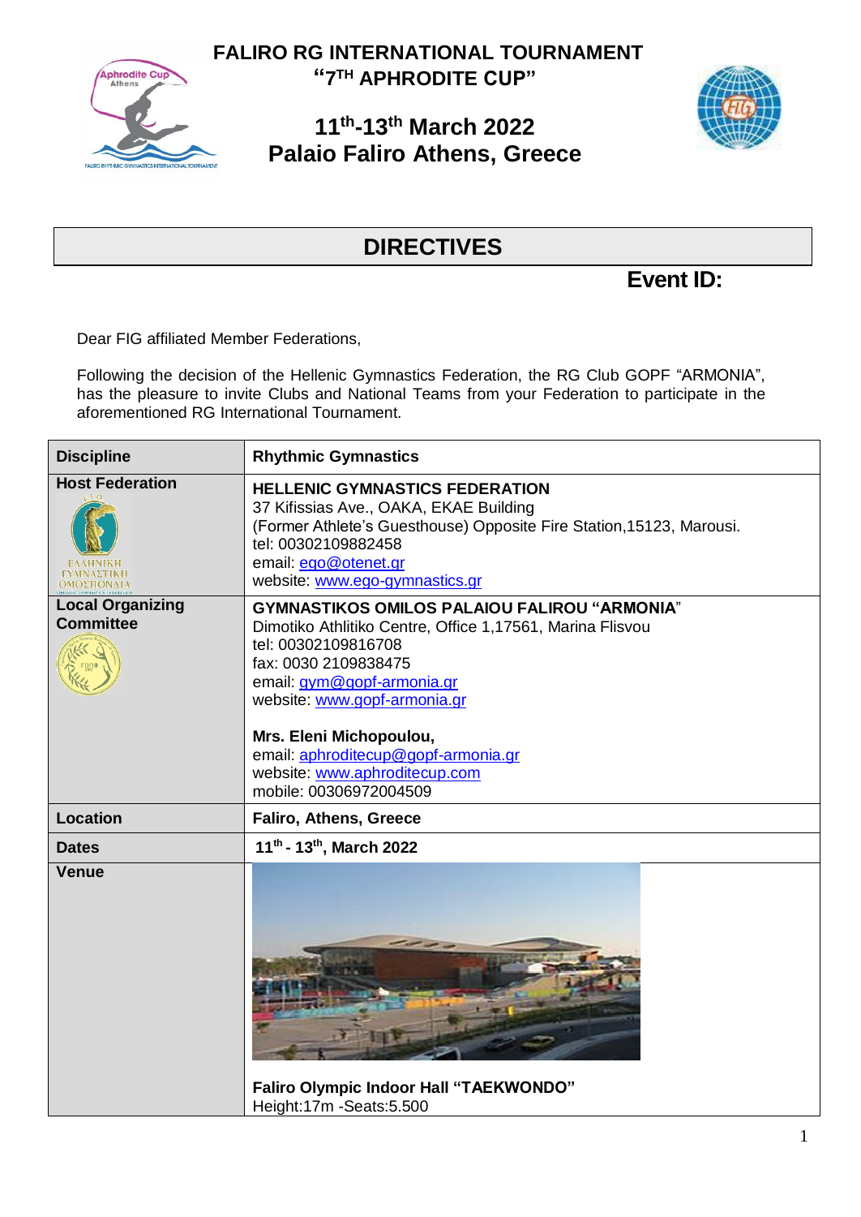# FALIRO RG INTERNATIONAL TOURNAMENT
## "7TH APHRODITE CUP"

## 11th-13th March 2022
## Palaio Faliro Athens, Greece

# DIRECTIVES

**Event ID:**

Dear FIG affiliated Member Federations,

Following the decision of the Hellenic Gymnastics Federation, the RG Club GOPF "ARMONIA", has the pleasure to invite Clubs and National Teams from your Federation to participate in the aforementioned RG International Tournament.

| **Discipline** | **Rhythmic Gymnastics** |
|---|---|
| **Host Federation** | **HELLENIC GYMNASTICS FEDERATION**<br>37 Kifissias Ave., OAKA, EKAE Building<br>(Former Athlete's Guesthouse) Opposite Fire Station,15123, Marousi.<br>tel: 00302109882458<br>email: ego@otenet.gr<br>website: www.ego-gymnastics.gr |
| **Local Organizing Committee** | **GYMNASTIKOS OMILOS PALAIOU FALIROU "ARMONIA"**<br>Dimotiko Athlitiko Centre, Office 1,17561, Marina Flisvou<br>tel: 00302109816708<br>fax: 0030 2109838475<br>email: gym@gopf-armonia.gr<br>website: www.gopf-armonia.gr<br><br>**Mrs. Eleni Michopoulou,**<br>email: aphroditecup@gopf-armonia.gr<br>website: www.aphroditecup.com<br>mobile: 00306972004509 |
| **Location** | **Faliro, Athens, Greece** |
| **Dates** | **11th - 13th, March 2022** |
| **Venue** | **Faliro Olympic Indoor Hall "TAEKWONDO"**<br>Height:17m -Seats:5.500 |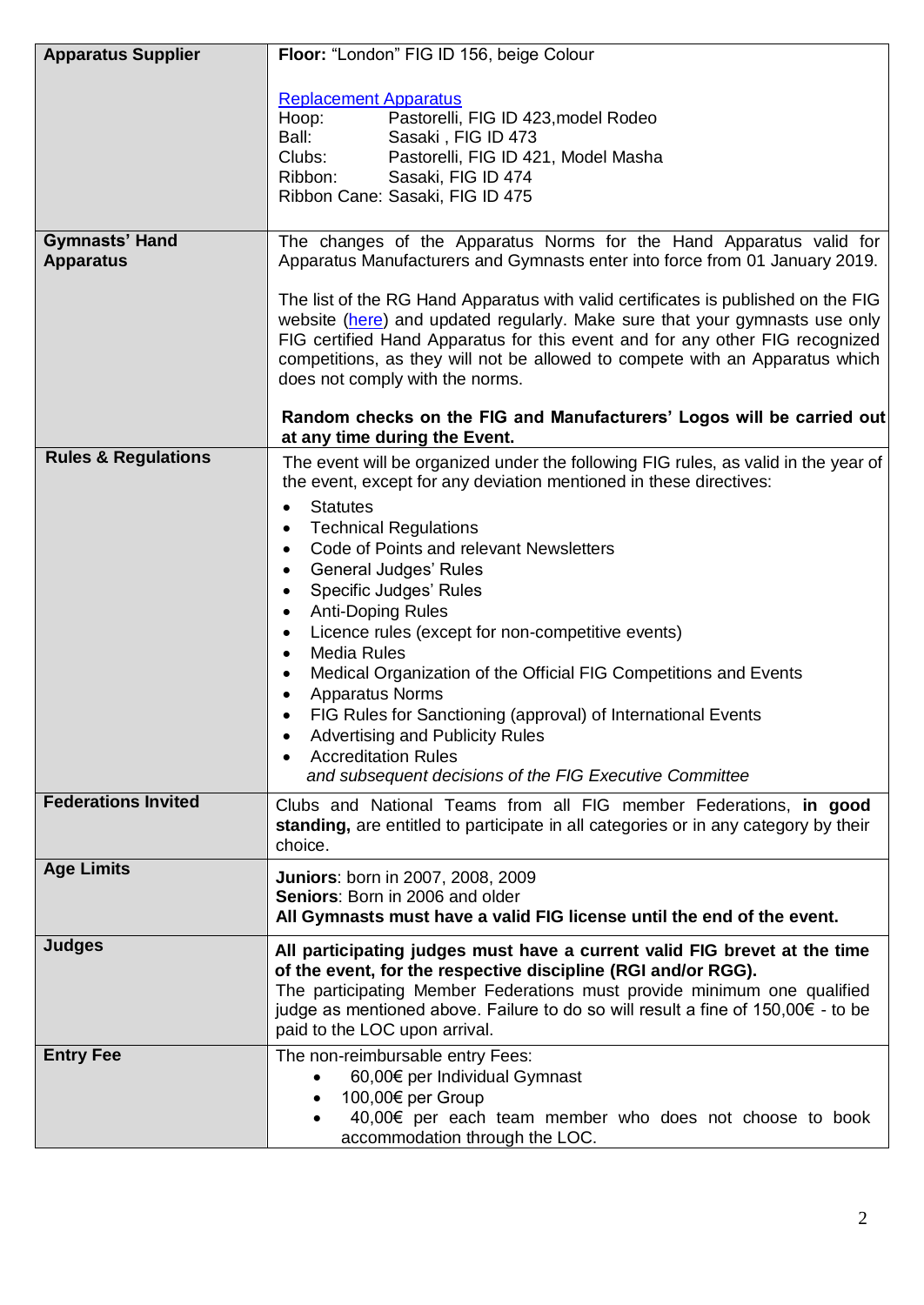| | |
|---|---|
| **Apparatus Supplier** | **Floor:** "London" FIG ID 156, beige Colour<br><br>Replacement Apparatus<br>Hoop: Pastorelli, FIG ID 423,model Rodeo<br>Ball: Sasaki , FIG ID 473<br>Clubs: Pastorelli, FIG ID 421, Model Masha<br>Ribbon: Sasaki, FIG ID 474<br>Ribbon Cane: Sasaki, FIG ID 475 |
| **Gymnasts' Hand Apparatus** | The changes of the Apparatus Norms for the Hand Apparatus valid for Apparatus Manufacturers and Gymnasts enter into force from 01 January 2019.<br><br>The list of the RG Hand Apparatus with valid certificates is published on the FIG website (here) and updated regularly. Make sure that your gymnasts use only FIG certified Hand Apparatus for this event and for any other FIG recognized competitions, as they will not be allowed to compete with an Apparatus which does not comply with the norms.<br><br>**Random checks on the FIG and Manufacturers' Logos will be carried out at any time during the Event.** |
| **Rules & Regulations** | The event will be organized under the following FIG rules, as valid in the year of the event, except for any deviation mentioned in these directives:<br>• Statutes<br>• Technical Regulations<br>• Code of Points and relevant Newsletters<br>• General Judges' Rules<br>• Specific Judges' Rules<br>• Anti-Doping Rules<br>• Licence rules (except for non-competitive events)<br>• Media Rules<br>• Medical Organization of the Official FIG Competitions and Events<br>• Apparatus Norms<br>• FIG Rules for Sanctioning (approval) of International Events<br>• Advertising and Publicity Rules<br>• Accreditation Rules<br>*and subsequent decisions of the FIG Executive Committee* |
| **Federations Invited** | Clubs and National Teams from all FIG member Federations, **in good standing,** are entitled to participate in all categories or in any category by their choice. |
| **Age Limits** | **Juniors**: born in 2007, 2008, 2009<br>**Seniors**: Born in 2006 and older<br>**All Gymnasts must have a valid FIG license until the end of the event.** |
| **Judges** | **All participating judges must have a current valid FIG brevet at the time of the event, for the respective discipline (RGI and/or RGG).**<br>The participating Member Federations must provide minimum one qualified judge as mentioned above. Failure to do so will result a fine of 150,00€ - to be paid to the LOC upon arrival. |
| **Entry Fee** | The non-reimbursable entry Fees:<br>• 60,00€ per Individual Gymnast<br>• 100,00€ per Group<br>• 40,00€ per each team member who does not choose to book accommodation through the LOC. |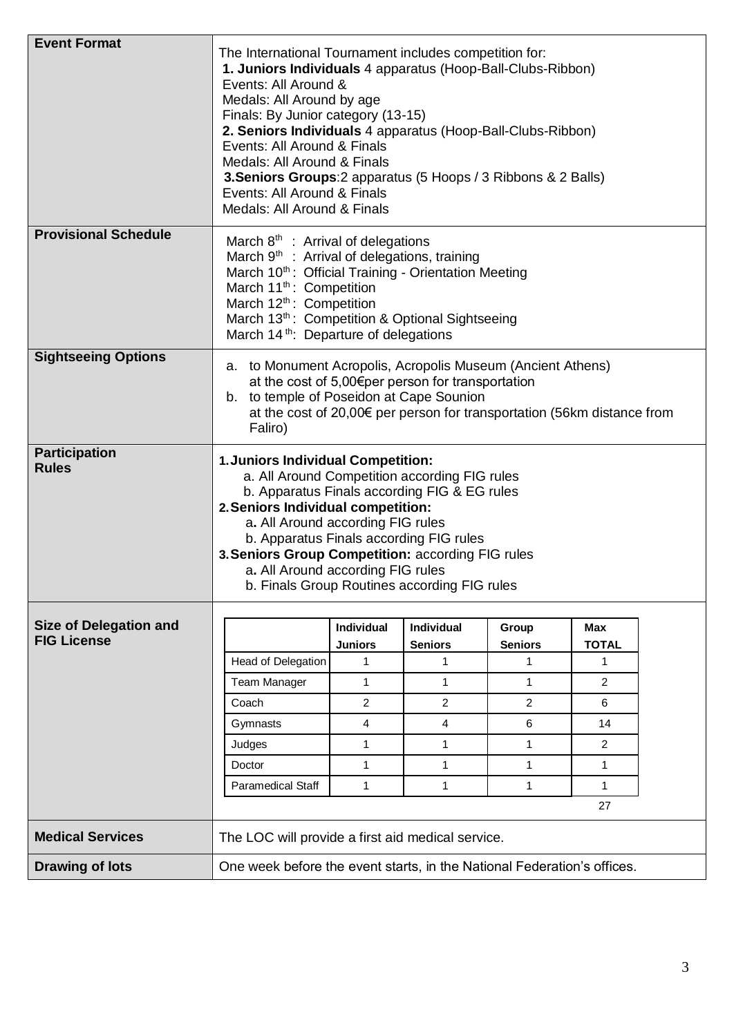| | |
|---|---|
| **Event Format** | The International Tournament includes competition for:<br>**1. Juniors Individuals** 4 apparatus (Hoop-Ball-Clubs-Ribbon)<br>Events: All Around &<br>Medals: All Around by age<br>Finals: By Junior category (13-15)<br>**2. Seniors Individuals** 4 apparatus (Hoop-Ball-Clubs-Ribbon)<br>Events: All Around & Finals<br>Medals: All Around & Finals<br>**3.Seniors Groups**:2 apparatus (5 Hoops / 3 Ribbons & 2 Balls)<br>Events: All Around & Finals<br>Medals: All Around & Finals |
| **Provisional Schedule** | March 8th : Arrival of delegations<br>March 9th : Arrival of delegations, training<br>March 10th : Official Training - Orientation Meeting<br>March 11th : Competition<br>March 12th : Competition<br>March 13th : Competition & Optional Sightseeing<br>March 14th: Departure of delegations |
| **Sightseeing Options** | a. to Monument Acropolis, Acropolis Museum (Ancient Athens) at the cost of 5,00€per person for transportation<br>b. to temple of Poseidon at Cape Sounion at the cost of 20,00€ per person for transportation (56km distance from Faliro) |
| **Participation Rules** | **1. Juniors Individual Competition:**<br>a. All Around Competition according FIG rules<br>b. Apparatus Finals according FIG & EG rules<br>**2. Seniors Individual competition:**<br>a. All Around according FIG rules<br>b. Apparatus Finals according FIG rules<br>**3. Seniors Group Competition:** according FIG rules<br>a. All Around according FIG rules<br>b. Finals Group Routines according FIG rules |
| **Size of Delegation and FIG License** | See table below |
| **Medical Services** | The LOC will provide a first aid medical service. |
| **Drawing of lots** | One week before the event starts, in the National Federation's offices. |

**Size of Delegation and FIG License**

| | Individual Juniors | Individual Seniors | Group Seniors | Max TOTAL |
|---|---|---|---|---|
| Head of Delegation | 1 | 1 | 1 | 1 |
| Team Manager | 1 | 1 | 1 | 2 |
| Coach | 2 | 2 | 2 | 6 |
| Gymnasts | 4 | 4 | 6 | 14 |
| Judges | 1 | 1 | 1 | 2 |
| Doctor | 1 | 1 | 1 | 1 |
| Paramedical Staff | 1 | 1 | 1 | 1 |
| | | | | 27 |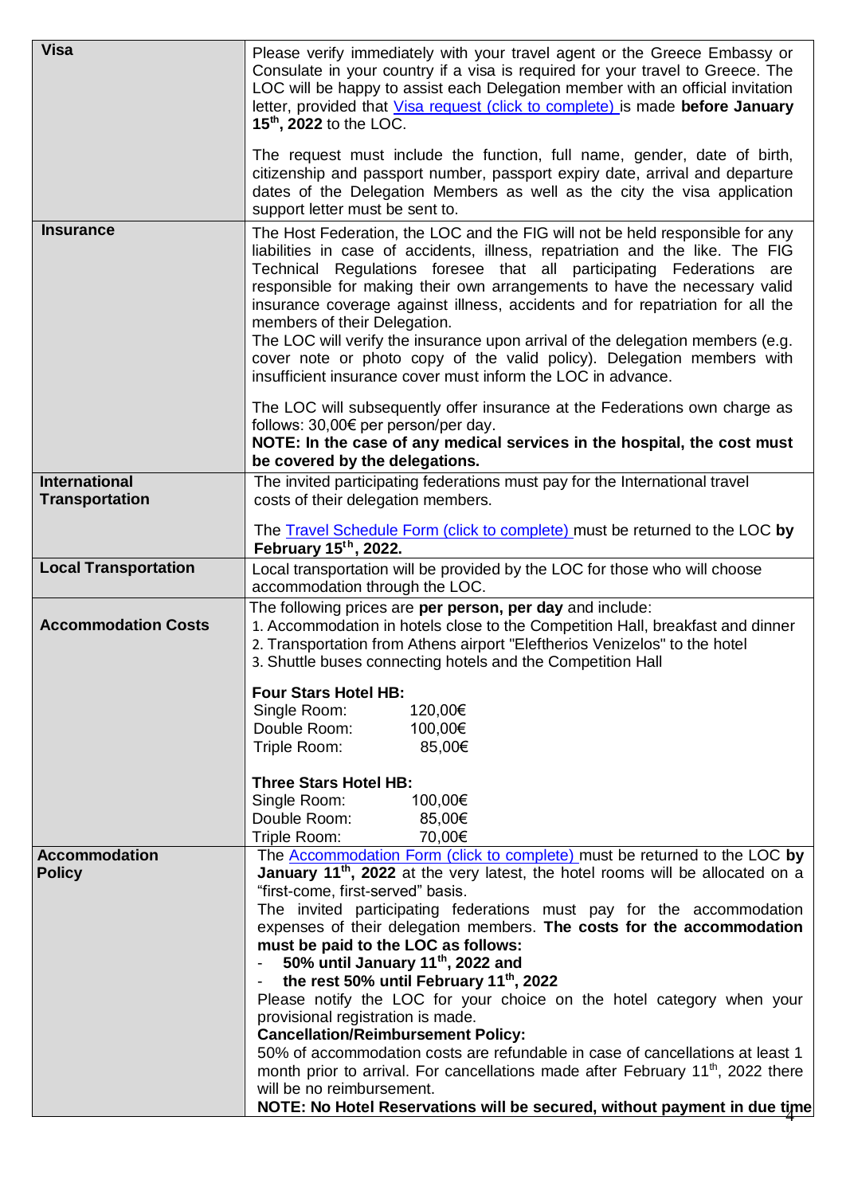| | |
|---|---|
| **Visa** | Please verify immediately with your travel agent or the Greece Embassy or Consulate in your country if a visa is required for your travel to Greece. The LOC will be happy to assist each Delegation member with an official invitation letter, provided that Visa request (click to complete) is made **before January 15th, 2022** to the LOC.<br><br>The request must include the function, full name, gender, date of birth, citizenship and passport number, passport expiry date, arrival and departure dates of the Delegation Members as well as the city the visa application support letter must be sent to. |
| **Insurance** | The Host Federation, the LOC and the FIG will not be held responsible for any liabilities in case of accidents, illness, repatriation and the like. The FIG Technical Regulations foresee that all participating Federations are responsible for making their own arrangements to have the necessary valid insurance coverage against illness, accidents and for repatriation for all the members of their Delegation.<br>The LOC will verify the insurance upon arrival of the delegation members (e.g. cover note or photo copy of the valid policy). Delegation members with insufficient insurance cover must inform the LOC in advance.<br><br>The LOC will subsequently offer insurance at the Federations own charge as follows: 30,00€ per person/per day.<br>**NOTE: In the case of any medical services in the hospital, the cost must be covered by the delegations.** |
| **International Transportation** | The invited participating federations must pay for the International travel costs of their delegation members.<br><br>The Travel Schedule Form (click to complete) must be returned to the LOC **by February 15th, 2022.** |
| **Local Transportation** | Local transportation will be provided by the LOC for those who will choose accommodation through the LOC. |
| **Accommodation Costs** | The following prices are **per person, per day** and include:<br>1. Accommodation in hotels close to the Competition Hall, breakfast and dinner<br>2. Transportation from Athens airport "Eleftherios Venizelos" to the hotel<br>3. Shuttle buses connecting hotels and the Competition Hall<br><br>**Four Stars Hotel HB:**<br>Single Room: 120,00€<br>Double Room: 100,00€<br>Triple Room: 85,00€<br><br>**Three Stars Hotel HB:**<br>Single Room: 100,00€<br>Double Room: 85,00€<br>Triple Room: 70,00€ |
| **Accommodation Policy** | The Accommodation Form (click to complete) must be returned to the LOC **by January 11th, 2022** at the very latest, the hotel rooms will be allocated on a "first-come, first-served" basis.<br>The invited participating federations must pay for the accommodation expenses of their delegation members. **The costs for the accommodation must be paid to the LOC as follows:**<br>- **50% until January 11th, 2022 and**<br>- **the rest 50% until February 11th, 2022**<br>Please notify the LOC for your choice on the hotel category when your provisional registration is made.<br>**Cancellation/Reimbursement Policy:**<br>50% of accommodation costs are refundable in case of cancellations at least 1 month prior to arrival. For cancellations made after February 11th, 2022 there will be no reimbursement.<br>**NOTE: No Hotel Reservations will be secured, without payment in due time** |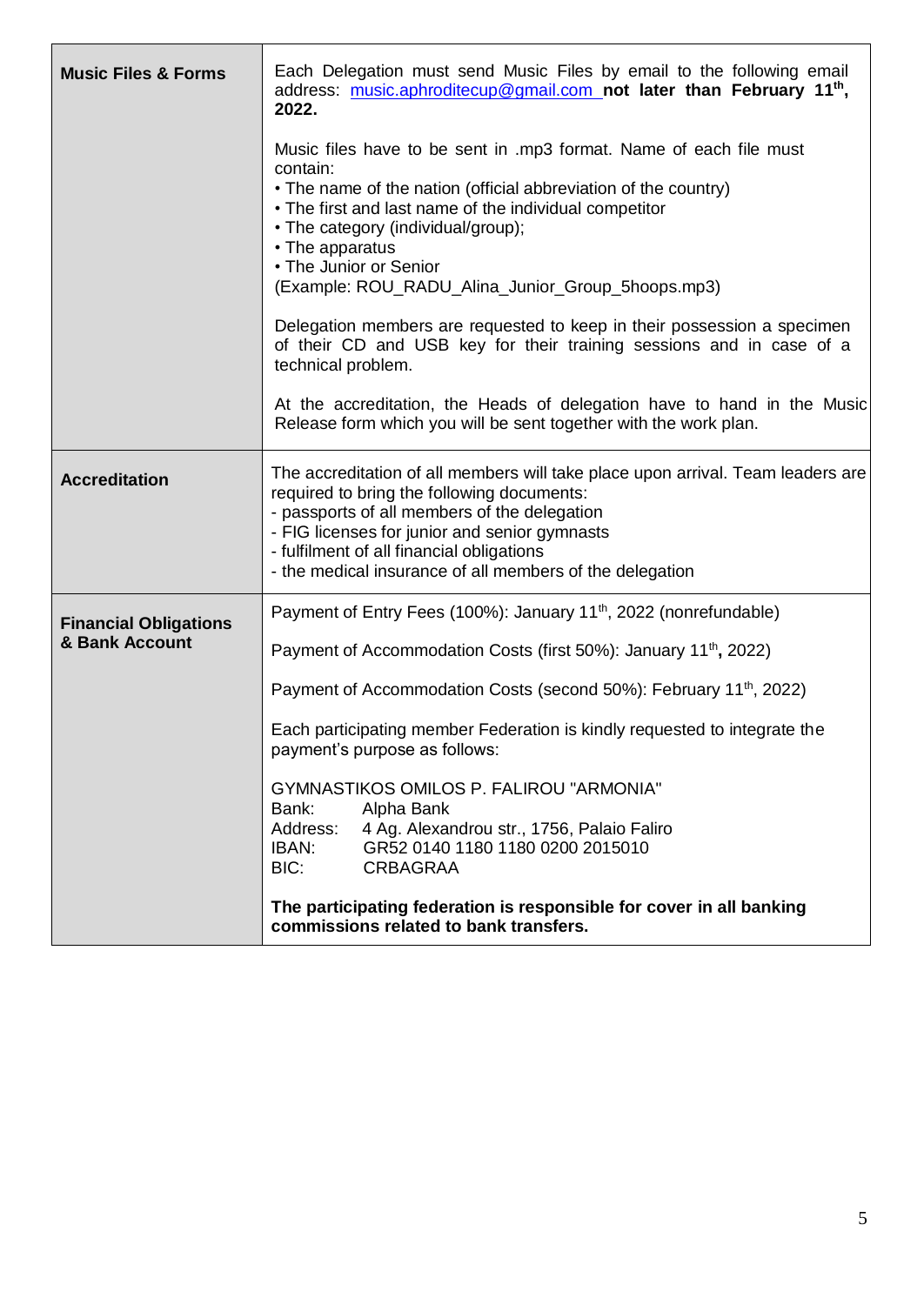| | |
|---|---|
| **Music Files & Forms** | Each Delegation must send Music Files by email to the following email address: music.aphroditecup@gmail.com **not later than February 11th, 2022.**<br><br>Music files have to be sent in .mp3 format. Name of each file must contain:<br>• The name of the nation (official abbreviation of the country)<br>• The first and last name of the individual competitor<br>• The category (individual/group);<br>• The apparatus<br>• The Junior or Senior<br>(Example: ROU_RADU_Alina_Junior_Group_5hoops.mp3)<br><br>Delegation members are requested to keep in their possession a specimen of their CD and USB key for their training sessions and in case of a technical problem.<br><br>At the accreditation, the Heads of delegation have to hand in the Music Release form which you will be sent together with the work plan. |
| **Accreditation** | The accreditation of all members will take place upon arrival. Team leaders are required to bring the following documents:<br>- passports of all members of the delegation<br>- FIG licenses for junior and senior gymnasts<br>- fulfilment of all financial obligations<br>- the medical insurance of all members of the delegation |
| **Financial Obligations & Bank Account** | Payment of Entry Fees (100%): January 11th, 2022 (nonrefundable)<br><br>Payment of Accommodation Costs (first 50%): January 11th**,** 2022)<br><br>Payment of Accommodation Costs (second 50%): February 11th, 2022)<br><br>Each participating member Federation is kindly requested to integrate the payment's purpose as follows:<br><br>GYMNASTIKOS OMILOS P. FALIROU "ARMONIA"<br>Bank: Alpha Bank<br>Address: 4 Ag. Alexandrou str., 1756, Palaio Faliro<br>IBAN: GR52 0140 1180 1180 0200 2015010<br>BIC: CRBAGRAA<br><br>**The participating federation is responsible for cover in all banking commissions related to bank transfers.** |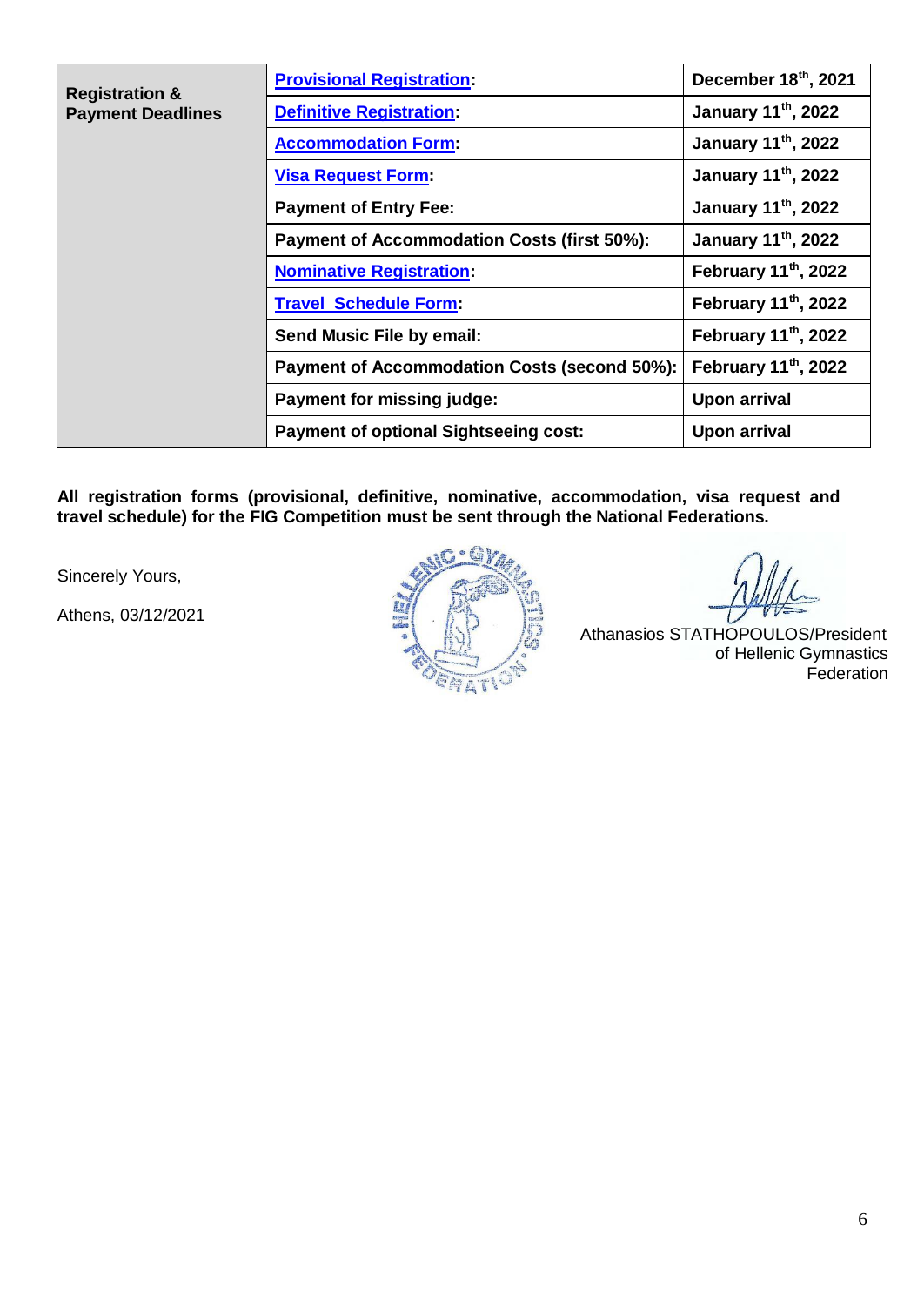| | | |
|---|---|---|
| **Registration & Payment Deadlines** | **Provisional Registration:** | **December 18th, 2021** |
| | **Definitive Registration:** | **January 11th, 2022** |
| | **Accommodation Form:** | **January 11th, 2022** |
| | **Visa Request Form:** | **January 11th, 2022** |
| | **Payment of Entry Fee:** | **January 11th, 2022** |
| | **Payment of Accommodation Costs (first 50%):** | **January 11th, 2022** |
| | **Nominative Registration:** | **February 11th, 2022** |
| | **Travel Schedule Form:** | **February 11th, 2022** |
| | **Send Music File by email:** | **February 11th, 2022** |
| | **Payment of Accommodation Costs (second 50%):** | **February 11th, 2022** |
| | **Payment for missing judge:** | **Upon arrival** |
| | **Payment of optional Sightseeing cost:** | **Upon arrival** |

**All registration forms (provisional, definitive, nominative, accommodation, visa request and travel schedule) for the FIG Competition must be sent through the National Federations.**

Sincerely Yours,

Athens, 03/12/2021

Athanasios STATHOPOULOS/President of Hellenic Gymnastics Federation